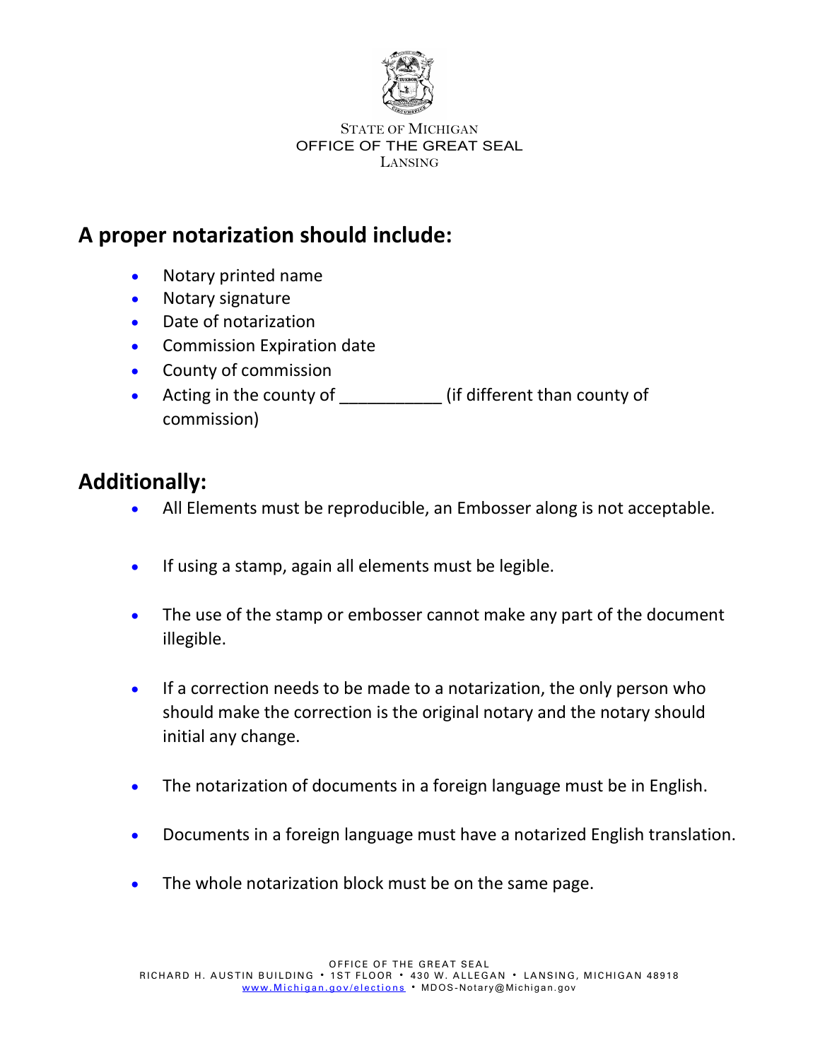STATE OF MICHIGAN
OFFICE OF THE GREAT SEAL
LANSING

## A proper notarization should include:

- Notary printed name
- Notary signature
- Date of notarization
- Commission Expiration date
- County of commission
- Acting in the county of ___________ (if different than county of commission)

## Additionally:

- All Elements must be reproducible, an Embosser along is not acceptable.
- If using a stamp, again all elements must be legible.
- The use of the stamp or embosser cannot make any part of the document illegible.
- If a correction needs to be made to a notarization, the only person who should make the correction is the original notary and the notary should initial any change.
- The notarization of documents in a foreign language must be in English.
- Documents in a foreign language must have a notarized English translation.
- The whole notarization block must be on the same page.

OFFICE OF THE GREAT SEAL
RICHARD H. AUSTIN BUILDING • 1ST FLOOR • 430 W. ALLEGAN • LANSING, MICHIGAN 48918
www.Michigan.gov/elections • MDOS-Notary@Michigan.gov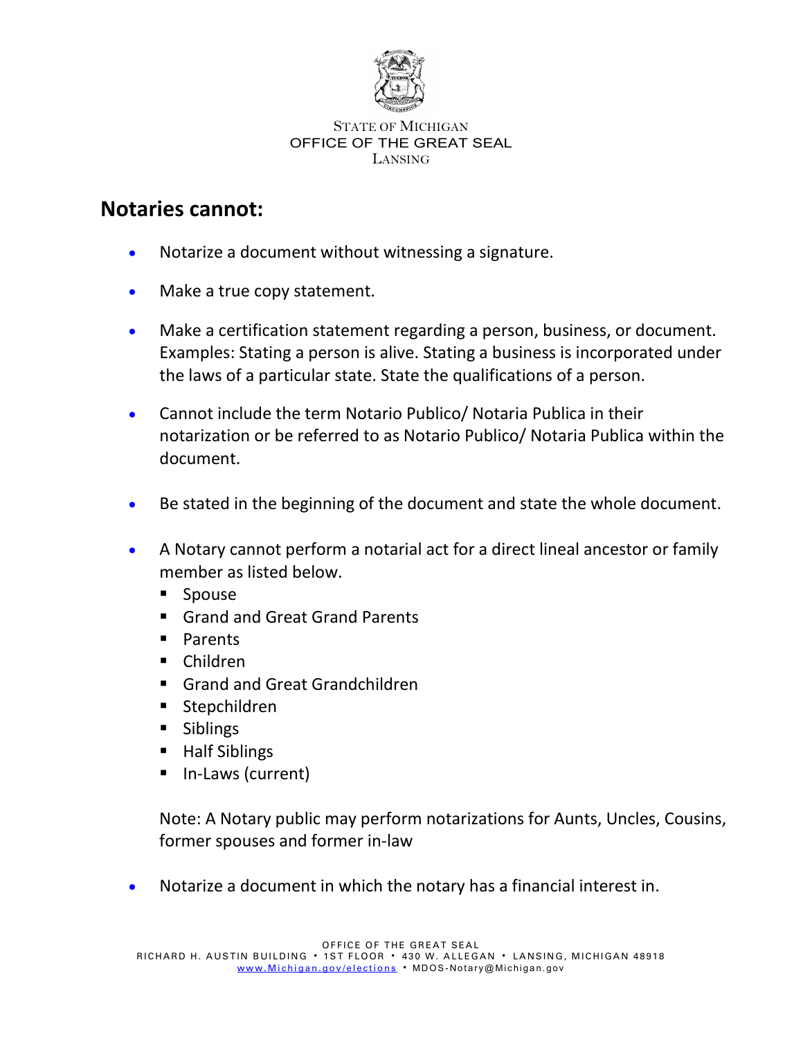STATE OF MICHIGAN
OFFICE OF THE GREAT SEAL
LANSING

## Notaries cannot:

- Notarize a document without witnessing a signature.
- Make a true copy statement.
- Make a certification statement regarding a person, business, or document. Examples: Stating a person is alive. Stating a business is incorporated under the laws of a particular state. State the qualifications of a person.
- Cannot include the term Notario Publico/ Notaria Publica in their notarization or be referred to as Notario Publico/ Notaria Publica within the document.
- Be stated in the beginning of the document and state the whole document.
- A Notary cannot perform a notarial act for a direct lineal ancestor or family member as listed below.
  - Spouse
  - Grand and Great Grand Parents
  - Parents
  - Children
  - Grand and Great Grandchildren
  - Stepchildren
  - Siblings
  - Half Siblings
  - In-Laws (current)

  Note: A Notary public may perform notarizations for Aunts, Uncles, Cousins, former spouses and former in-law
- Notarize a document in which the notary has a financial interest in.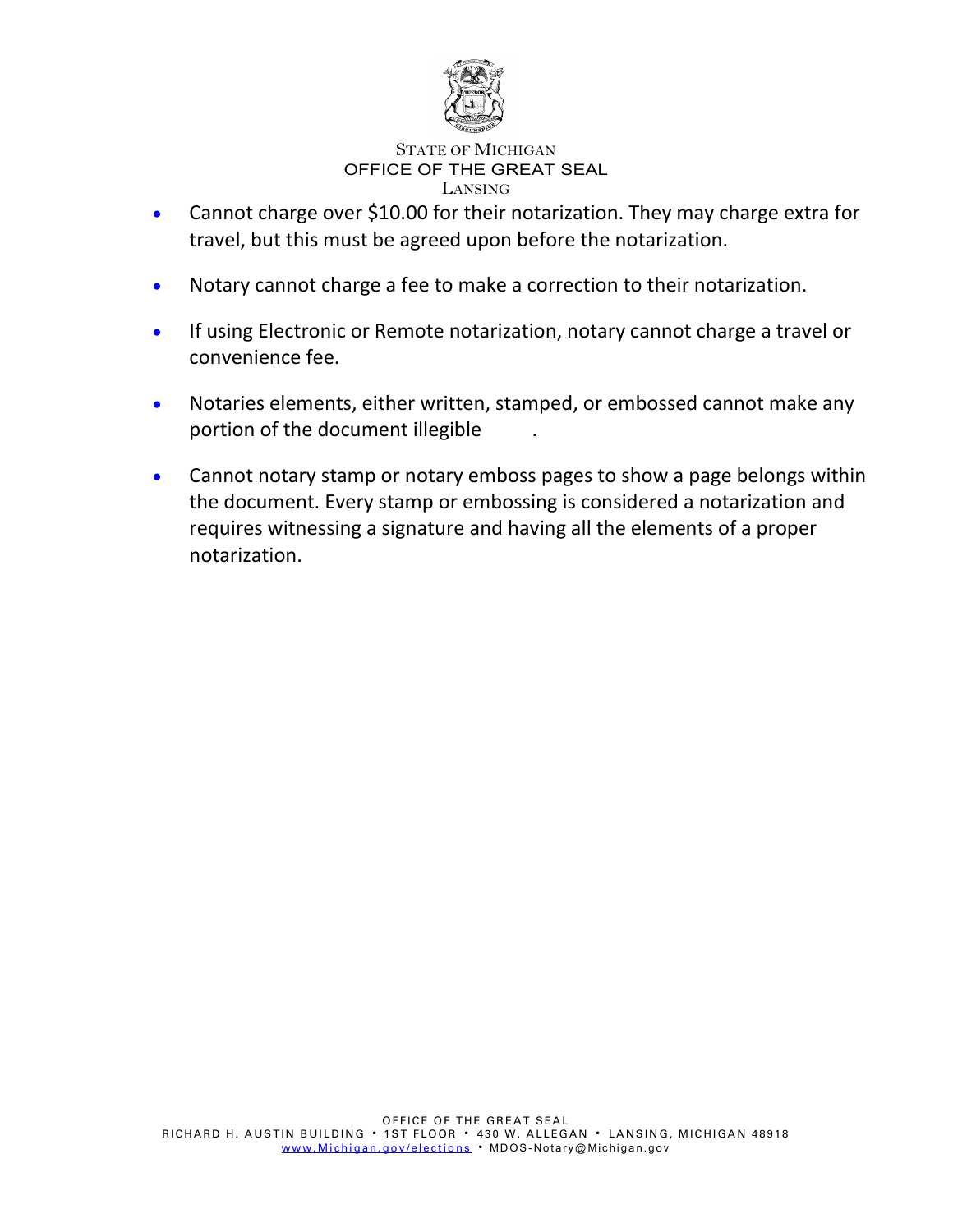- Cannot charge over $10.00 for their notarization. They may charge extra for travel, but this must be agreed upon before the notarization.
- Notary cannot charge a fee to make a correction to their notarization.
- If using Electronic or Remote notarization, notary cannot charge a travel or convenience fee.
- Notaries elements, either written, stamped, or embossed cannot make any portion of the document illegible .
- Cannot notary stamp or notary emboss pages to show a page belongs within the document. Every stamp or embossing is considered a notarization and requires witnessing a signature and having all the elements of a proper notarization.